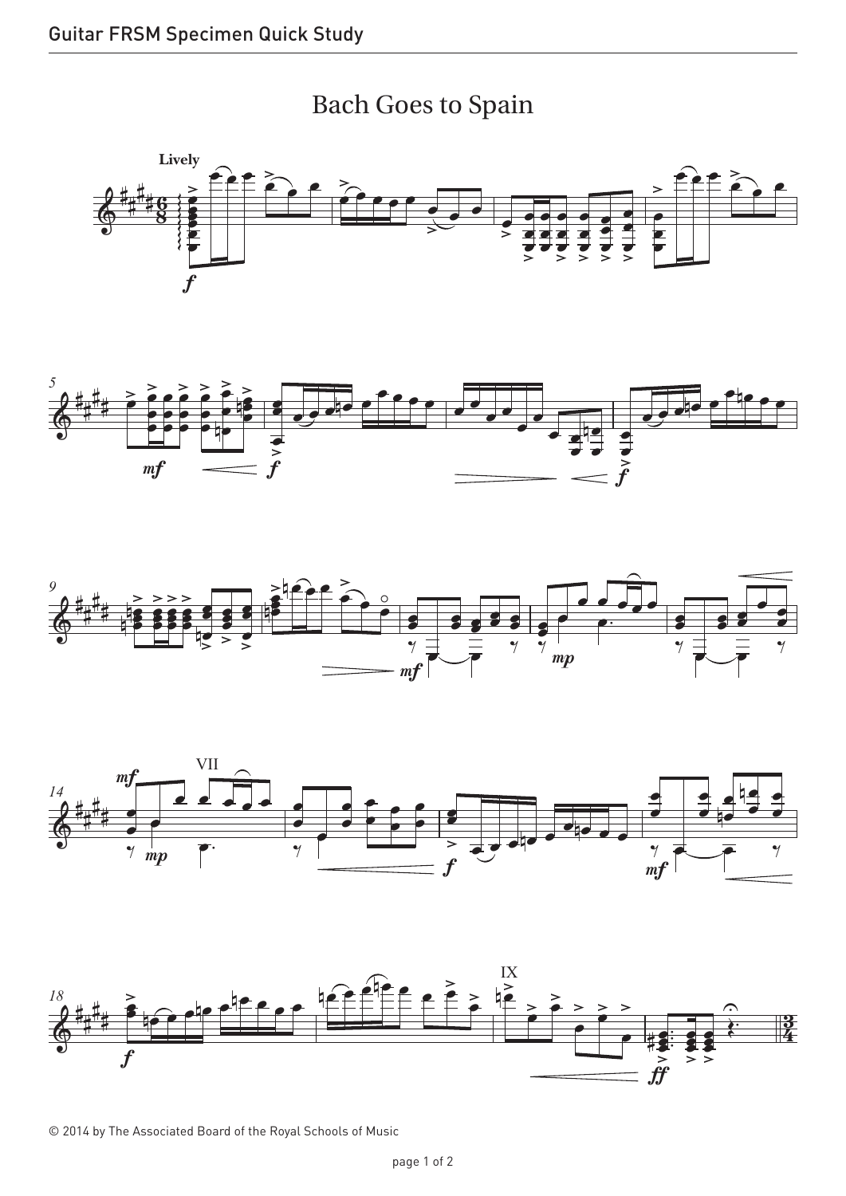# Bach Goes to Spain

© 2014 by The Associated Board of the Royal Schools of Music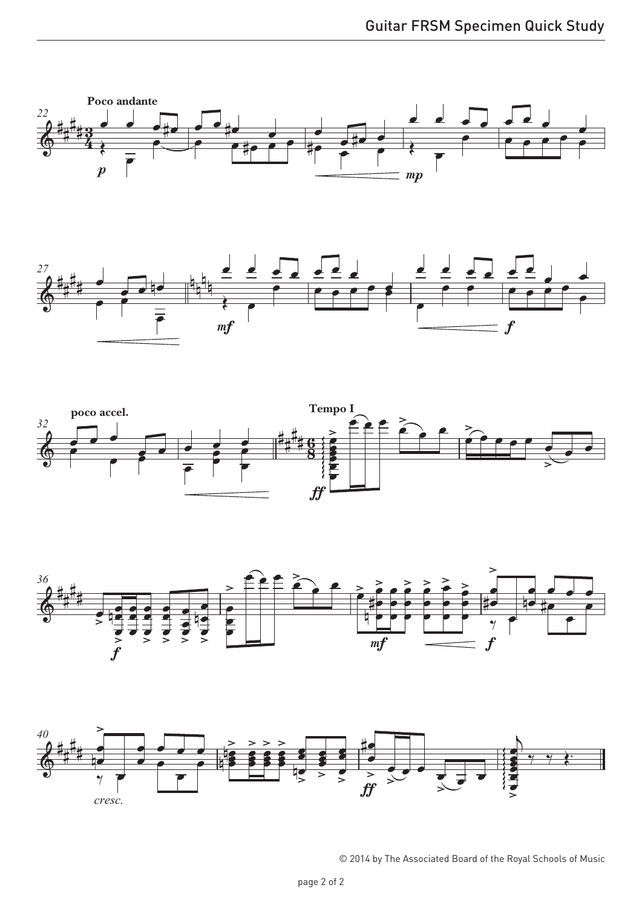© 2014 by The Associated Board of the Royal Schools of Music